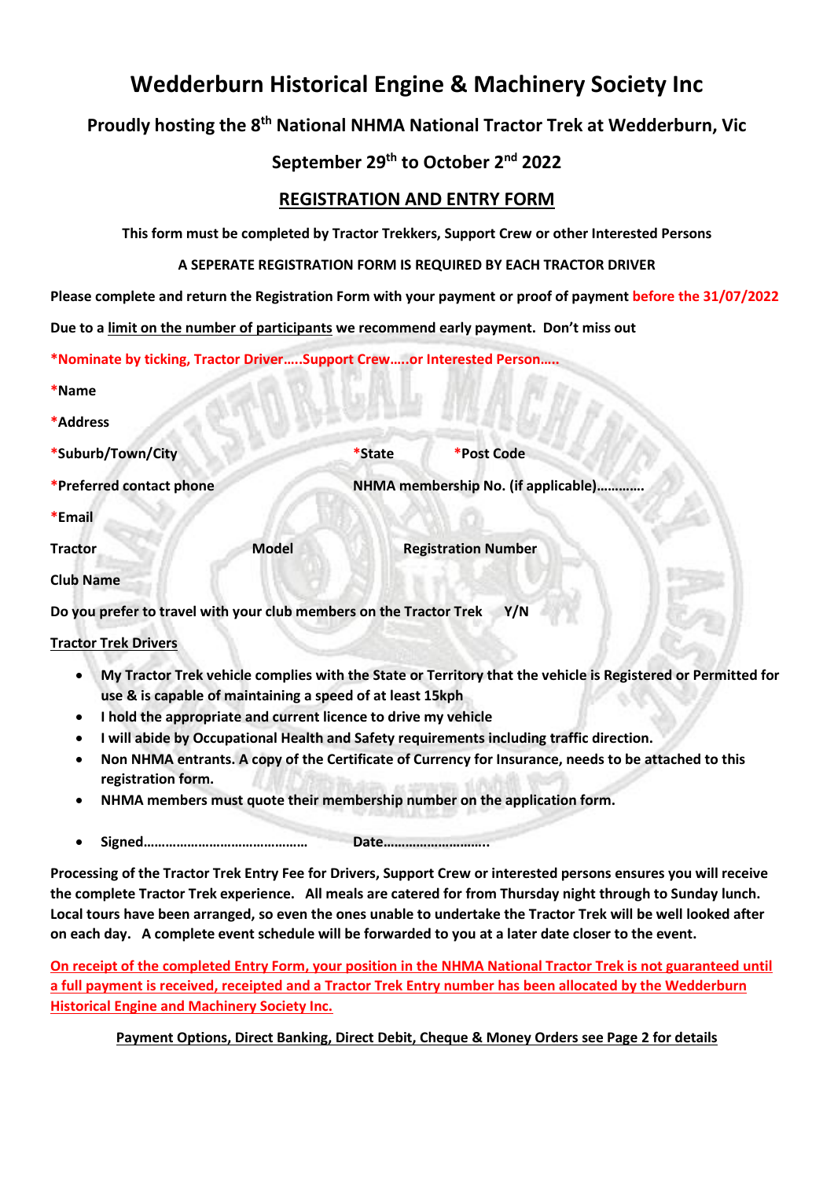# Wedderburn Historical Engine & Machinery Society Inc

## Proudly hosting the 8th National NHMA National Tractor Trek at Wedderburn, Vic

## September 29th to October 2nd 2022

## REGISTRATION AND ENTRY FORM

**This form must be completed by Tractor Trekkers, Support Crew or other Interested Persons**

**A SEPERATE REGISTRATION FORM IS REQUIRED BY EACH TRACTOR DRIVER**

**Please complete and return the Registration Form with your payment or proof of payment before the 31/07/2022**

**Due to a limit on the number of participants we recommend early payment. Don't miss out**

**\*Nominate by ticking, Tractor Driver…..Support Crew…..or Interested Person…..**

**\*Name**

**\*Address**

**\*Suburb/Town/City** **\*State** **\*Post Code**

**\*Preferred contact phone** **NHMA membership No. (if applicable)…………**

**\*Email**

**Tractor** **Model** **Registration Number**

**Club Name**

**Do you prefer to travel with your club members on the Tractor Trek Y/N**

**Tractor Trek Drivers**

- **My Tractor Trek vehicle complies with the State or Territory that the vehicle is Registered or Permitted for use & is capable of maintaining a speed of at least 15kph**
- **I hold the appropriate and current licence to drive my vehicle**
- **I will abide by Occupational Health and Safety requirements including traffic direction.**
- **Non NHMA entrants. A copy of the Certificate of Currency for Insurance, needs to be attached to this registration form.**
- **NHMA members must quote their membership number on the application form.**
- **Signed……………………………………… Date………………………..**

**Processing of the Tractor Trek Entry Fee for Drivers, Support Crew or interested persons ensures you will receive the complete Tractor Trek experience. All meals are catered for from Thursday night through to Sunday lunch. Local tours have been arranged, so even the ones unable to undertake the Tractor Trek will be well looked after on each day. A complete event schedule will be forwarded to you at a later date closer to the event.**

**On receipt of the completed Entry Form, your position in the NHMA National Tractor Trek is not guaranteed until a full payment is received, receipted and a Tractor Trek Entry number has been allocated by the Wedderburn Historical Engine and Machinery Society Inc.**

**Payment Options, Direct Banking, Direct Debit, Cheque & Money Orders see Page 2 for details**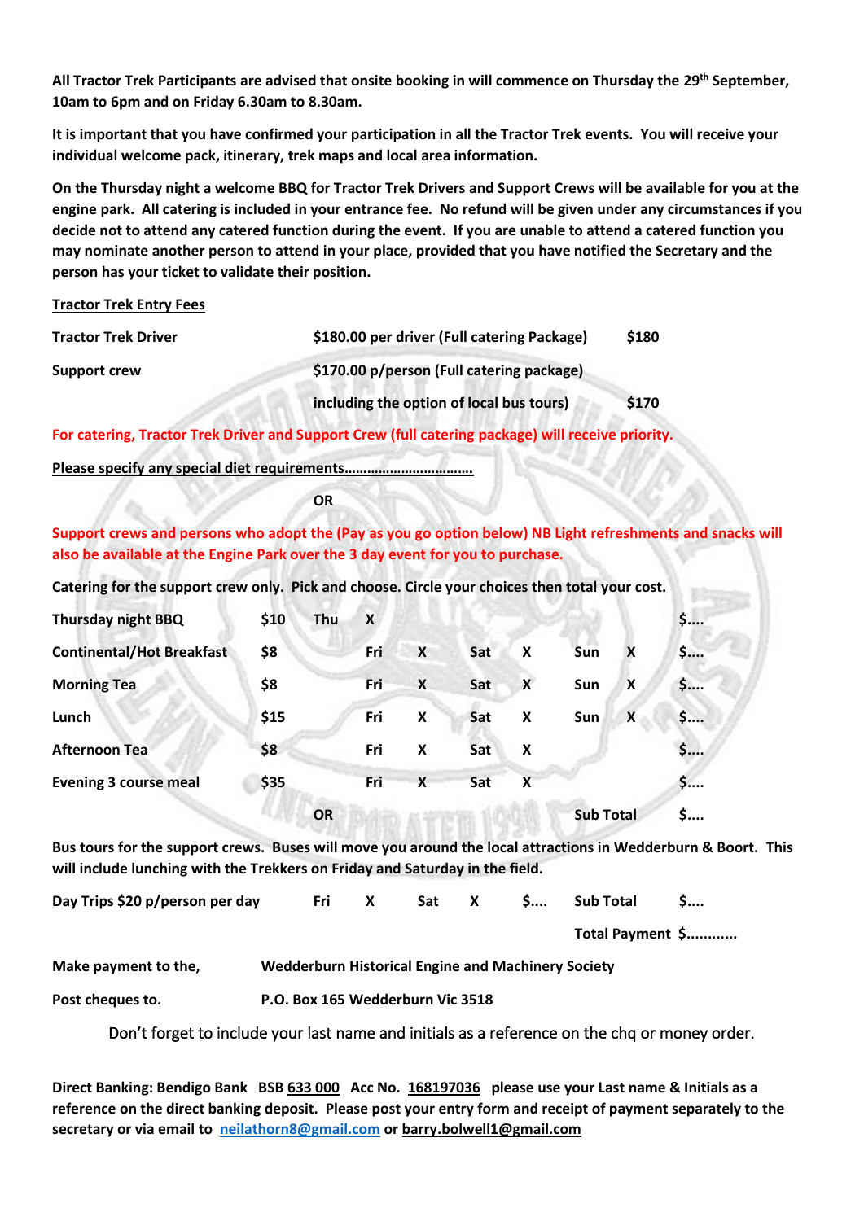**All Tractor Trek Participants are advised that onsite booking in will commence on Thursday the 29th September, 10am to 6pm and on Friday 6.30am to 8.30am.**

**It is important that you have confirmed your participation in all the Tractor Trek events. You will receive your individual welcome pack, itinerary, trek maps and local area information.**

**On the Thursday night a welcome BBQ for Tractor Trek Drivers and Support Crews will be available for you at the engine park. All catering is included in your entrance fee. No refund will be given under any circumstances if you decide not to attend any catered function during the event. If you are unable to attend a catered function you may nominate another person to attend in your place, provided that you have notified the Secretary and the person has your ticket to validate their position.**

**Tractor Trek Entry Fees**

| | | |
|---|---|---|
| **Tractor Trek Driver** | **$180.00 per driver (Full catering Package)** | **$180** |
| **Support crew** | **$170.00 p/person (Full catering package) including the option of local bus tours)** | **$170** |

**For catering, Tractor Trek Driver and Support Crew (full catering package) will receive priority.**

**Please specify any special diet requirements……………………………**

**OR**

**Support crews and persons who adopt the (Pay as you go option below) NB Light refreshments and snacks will also be available at the Engine Park over the 3 day event for you to purchase.**

**Catering for the support crew only. Pick and choose. Circle your choices then total your cost.**

| | | | | | | | | | | | |
|---|---|---|---|---|---|---|---|---|---|---|---|
| **Thursday night BBQ** | **$10** | **Thu** | **X** | | | | | | | | **$….** |
| **Continental/Hot Breakfast** | **$8** | | | **Fri** | **X** | **Sat** | **X** | **Sun** | **X** | | **$….** |
| **Morning Tea** | **$8** | | | **Fri** | **X** | **Sat** | **X** | **Sun** | **X** | | **$….** |
| **Lunch** | **$15** | | | **Fri** | **X** | **Sat** | **X** | **Sun** | **X** | | **$….** |
| **Afternoon Tea** | **$8** | | | **Fri** | **X** | **Sat** | **X** | | | | **$….** |
| **Evening 3 course meal** | **$35** | | | **Fri** | **X** | **Sat** | **X** | | | | **$….** |
| | | **OR** | | | | | | **Sub Total** | | | **$….** |

**Bus tours for the support crews. Buses will move you around the local attractions in Wedderburn & Boort. This will include lunching with the Trekkers on Friday and Saturday in the field.**

| | | | | | | | |
|---|---|---|---|---|---|---|---|
| **Day Trips $20 p/person per day** | **Fri** | **X** | **Sat** | **X** | **$….** | **Sub Total** | **$….** |
| | | | | | | **Total Payment** | **$………..** |

**Make payment to the,** **Wedderburn Historical Engine and Machinery Society**

**Post cheques to.** **P.O. Box 165 Wedderburn Vic 3518**

Don't forget to include your last name and initials as a reference on the chq or money order.

**Direct Banking: Bendigo Bank BSB 633 000 Acc No. 168197036 please use your Last name & Initials as a reference on the direct banking deposit. Please post your entry form and receipt of payment separately to the secretary or via email to neilathorn8@gmail.com or barry.bolwell1@gmail.com**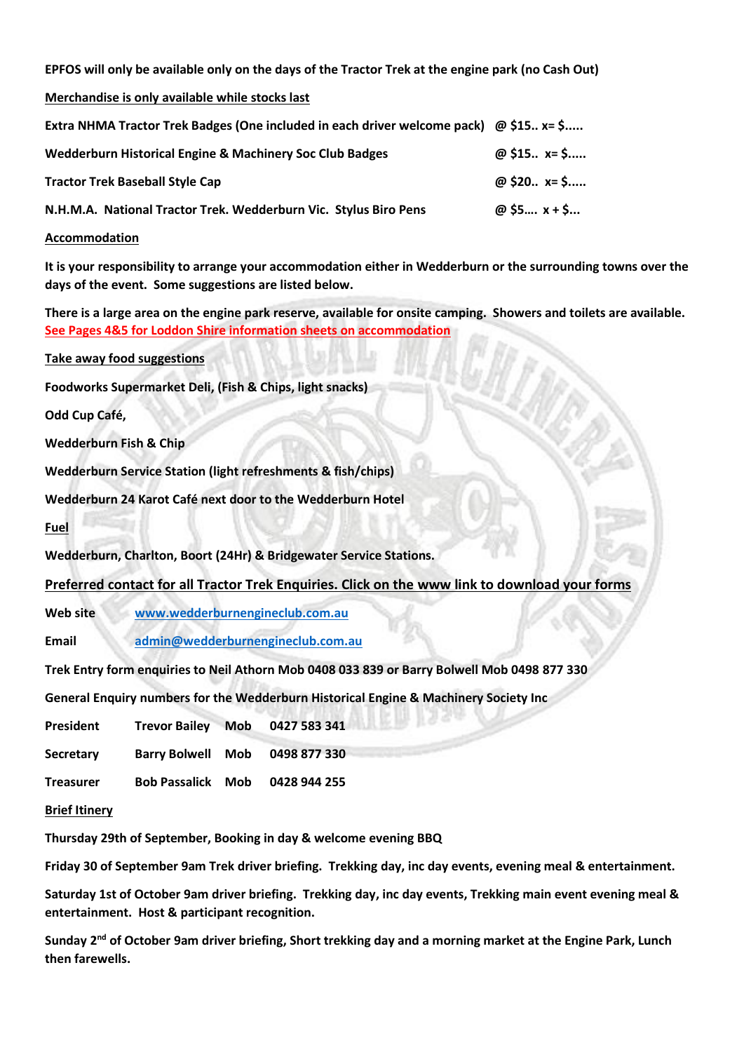**EPFOS will only be available only on the days of the Tractor Trek at the engine park (no Cash Out)**

**Merchandise is only available while stocks last**

| | |
|---|---|
| **Extra NHMA Tractor Trek Badges (One included in each driver welcome pack)** | **@ $15.. x= $.....** |
| **Wedderburn Historical Engine & Machinery Soc Club Badges** | **@ $15.. x= $.....** |
| **Tractor Trek Baseball Style Cap** | **@ $20.. x= $.....** |
| **N.H.M.A. National Tractor Trek. Wedderburn Vic. Stylus Biro Pens** | **@ $5.... x + $...** |

**Accommodation**

**It is your responsibility to arrange your accommodation either in Wedderburn or the surrounding towns over the days of the event. Some suggestions are listed below.**

**There is a large area on the engine park reserve, available for onsite camping. Showers and toilets are available.** **See Pages 4&5 for Loddon Shire information sheets on accommodation**

**Take away food suggestions**

**Foodworks Supermarket Deli, (Fish & Chips, light snacks)**

**Odd Cup Café,**

**Wedderburn Fish & Chip**

**Wedderburn Service Station (light refreshments & fish/chips)**

**Wedderburn 24 Karot Café next door to the Wedderburn Hotel**

**Fuel**

**Wedderburn, Charlton, Boort (24Hr) & Bridgewater Service Stations.**

**Preferred contact for all Tractor Trek Enquiries. Click on the www link to download your forms**

**Web site** www.wedderburnengineclub.com.au

**Email** admin@wedderburnengineclub.com.au

**Trek Entry form enquiries to Neil Athorn Mob 0408 033 839 or Barry Bolwell Mob 0498 877 330**

**General Enquiry numbers for the Wedderburn Historical Engine & Machinery Society Inc**

| | | | |
|---|---|---|---|
| **President** | **Trevor Bailey** | **Mob** | **0427 583 341** |
| **Secretary** | **Barry Bolwell** | **Mob** | **0498 877 330** |
| **Treasurer** | **Bob Passalick** | **Mob** | **0428 944 255** |

**Brief Itinery**

**Thursday 29th of September, Booking in day & welcome evening BBQ**

**Friday 30 of September 9am Trek driver briefing. Trekking day, inc day events, evening meal & entertainment.**

**Saturday 1st of October 9am driver briefing. Trekking day, inc day events, Trekking main event evening meal & entertainment. Host & participant recognition.**

**Sunday 2nd of October 9am driver briefing, Short trekking day and a morning market at the Engine Park, Lunch then farewells.**